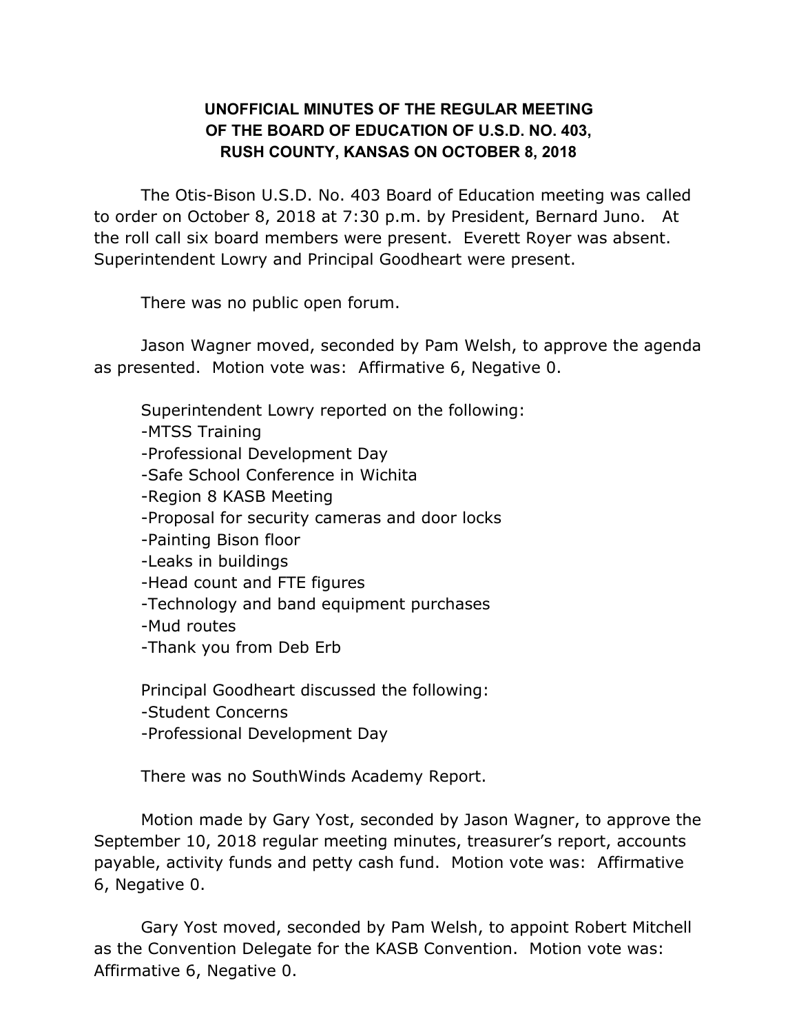**UNOFFICIAL MINUTES OF THE REGULAR MEETING OF THE BOARD OF EDUCATION OF U.S.D. NO. 403, RUSH COUNTY, KANSAS ON OCTOBER 8, 2018**

The Otis-Bison U.S.D. No. 403 Board of Education meeting was called to order on October 8, 2018 at 7:30 p.m. by President, Bernard Juno. At the roll call six board members were present. Everett Royer was absent. Superintendent Lowry and Principal Goodheart were present.

There was no public open forum.

Jason Wagner moved, seconded by Pam Welsh, to approve the agenda as presented. Motion vote was: Affirmative 6, Negative 0.

Superintendent Lowry reported on the following:
-MTSS Training
-Professional Development Day
-Safe School Conference in Wichita
-Region 8 KASB Meeting
-Proposal for security cameras and door locks
-Painting Bison floor
-Leaks in buildings
-Head count and FTE figures
-Technology and band equipment purchases
-Mud routes
-Thank you from Deb Erb

Principal Goodheart discussed the following:
-Student Concerns
-Professional Development Day

There was no SouthWinds Academy Report.

Motion made by Gary Yost, seconded by Jason Wagner, to approve the September 10, 2018 regular meeting minutes, treasurer's report, accounts payable, activity funds and petty cash fund. Motion vote was: Affirmative 6, Negative 0.

Gary Yost moved, seconded by Pam Welsh, to appoint Robert Mitchell as the Convention Delegate for the KASB Convention. Motion vote was: Affirmative 6, Negative 0.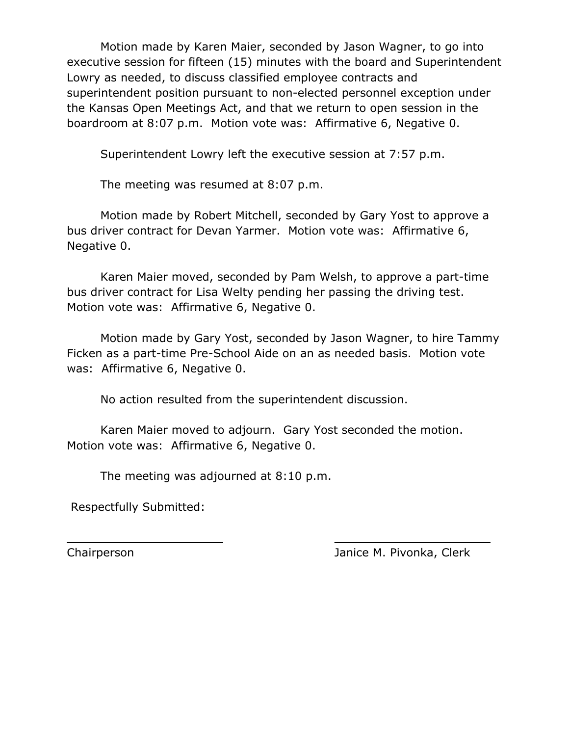Motion made by Karen Maier, seconded by Jason Wagner, to go into executive session for fifteen (15) minutes with the board and Superintendent Lowry as needed, to discuss classified employee contracts and superintendent position pursuant to non-elected personnel exception under the Kansas Open Meetings Act, and that we return to open session in the boardroom at 8:07 p.m. Motion vote was: Affirmative 6, Negative 0.

Superintendent Lowry left the executive session at 7:57 p.m.

The meeting was resumed at 8:07 p.m.

Motion made by Robert Mitchell, seconded by Gary Yost to approve a bus driver contract for Devan Yarmer. Motion vote was: Affirmative 6, Negative 0.

Karen Maier moved, seconded by Pam Welsh, to approve a part-time bus driver contract for Lisa Welty pending her passing the driving test. Motion vote was: Affirmative 6, Negative 0.

Motion made by Gary Yost, seconded by Jason Wagner, to hire Tammy Ficken as a part-time Pre-School Aide on an as needed basis. Motion vote was: Affirmative 6, Negative 0.

No action resulted from the superintendent discussion.

Karen Maier moved to adjourn. Gary Yost seconded the motion. Motion vote was: Affirmative 6, Negative 0.

The meeting was adjourned at 8:10 p.m.

Respectfully Submitted:

\_\_\_\_\_\_\_\_\_\_\_\_\_\_\_\_\_\_\_\_\_\_\_\_ \_\_\_\_\_\_\_\_\_\_\_\_\_\_\_\_\_\_\_\_\_\_\_\_

Chairperson Janice M. Pivonka, Clerk